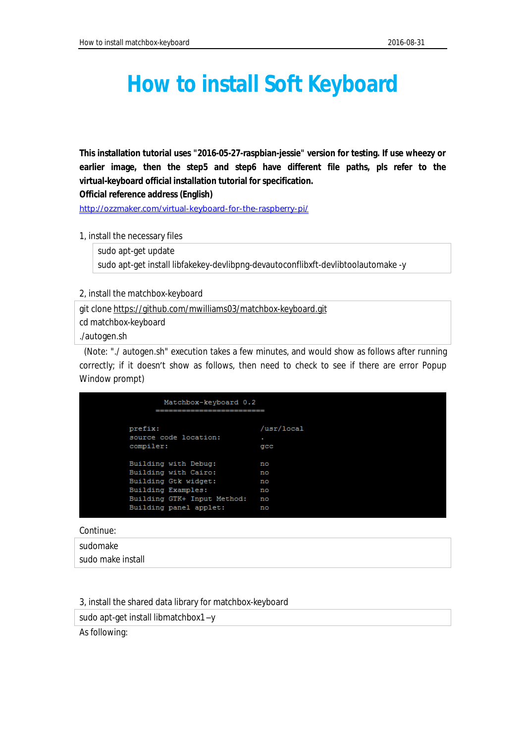# How to install Soft Keyboard

**This installation tutorial uses "2016-05-27-raspbian-jessie" version for testing. If use wheezy or earlier image, then the step5 and step6 have different file paths, pls refer to the virtual-keyboard official installation tutorial for specification.**
**Official reference address (English)**
http://ozzmaker.com/virtual-keyboard-for-the-raspberry-pi/

1, install the necessary files

```
sudo apt-get update
sudo apt-get install libfakekey-devlibpng-devautoconflibxft-devlibtoolautomake -y
```

2, install the matchbox-keyboard

```
git clone https://github.com/mwilliams03/matchbox-keyboard.git
cd matchbox-keyboard
./autogen.sh
```

(Note: "./ autogen.sh" execution takes a few minutes, and would show as follows after running correctly; if it doesn't show as follows, then need to check to see if there are error Popup Window prompt)

```
           Matchbox-keyboard 0.2
         =========================

     prefix:                        /usr/local
     source code location:          .
     compiler:                      gcc

     Building with Debug:           no
     Building with Cairo:           no
     Building Gtk widget:           no
     Building Examples:             no
     Building GTK+ Input Method:    no
     Building panel applet:         no
```

Continue:

```
sudomake
sudo make install
```

3, install the shared data library for matchbox-keyboard

```
sudo apt-get install libmatchbox1 –y
```

As following: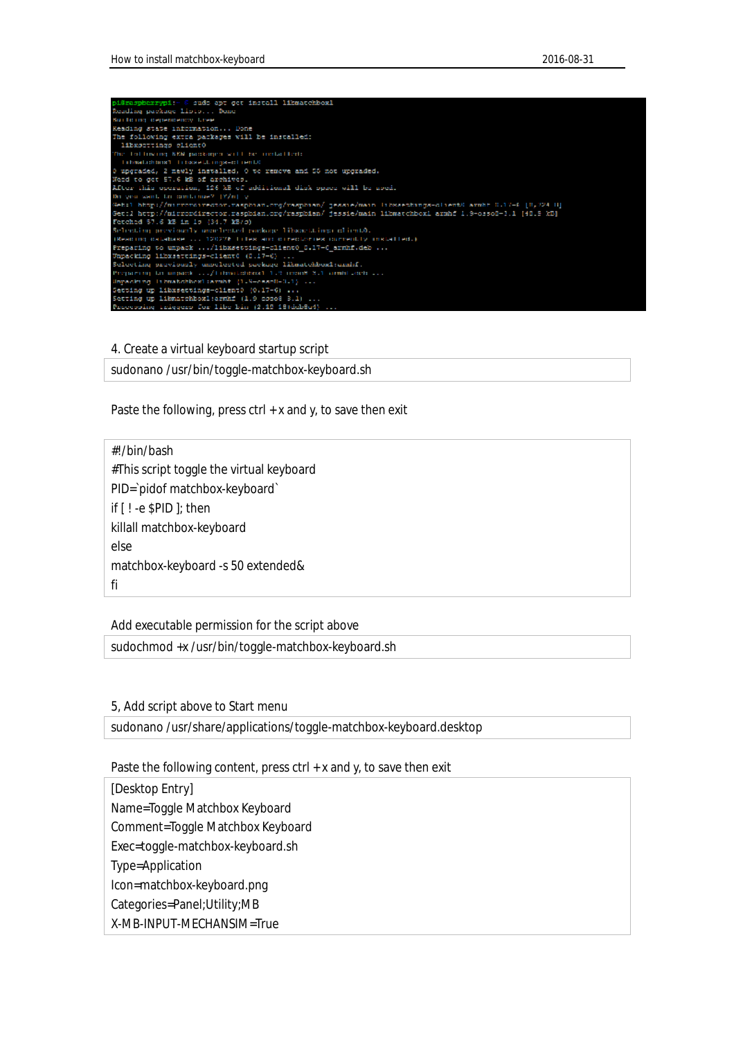4. Create a virtual keyboard startup script

```
sudonano /usr/bin/toggle-matchbox-keyboard.sh
```

Paste the following, press ctrl + x and y, to save then exit

```
#!/bin/bash
#This script toggle the virtual keyboard
PID=`pidof matchbox-keyboard`
if [ ! -e $PID ]; then
killall matchbox-keyboard
else
matchbox-keyboard -s 50 extended&
fi
```

Add executable permission for the script above

```
sudochmod +x /usr/bin/toggle-matchbox-keyboard.sh
```

5, Add script above to Start menu

```
sudonano /usr/share/applications/toggle-matchbox-keyboard.desktop
```

Paste the following content, press ctrl + x and y, to save then exit

```
[Desktop Entry]
Name=Toggle Matchbox Keyboard
Comment=Toggle Matchbox Keyboard
Exec=toggle-matchbox-keyboard.sh
Type=Application
Icon=matchbox-keyboard.png
Categories=Panel;Utility;MB
X-MB-INPUT-MECHANSIM=True
```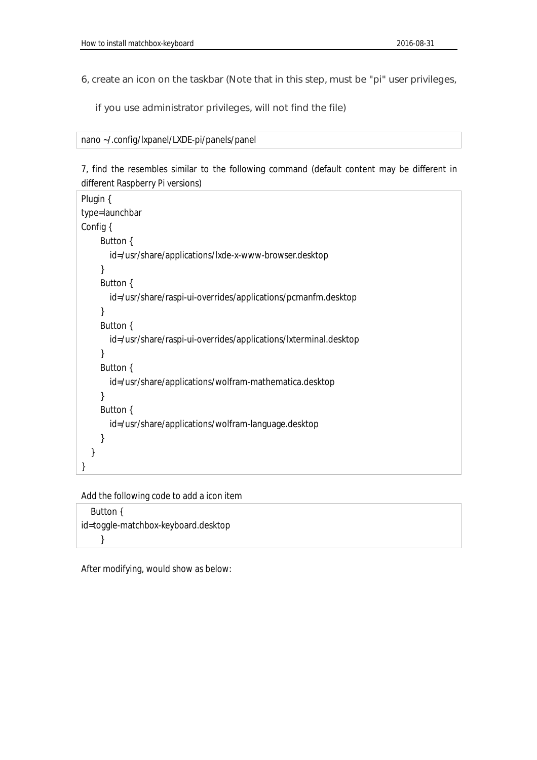6, create an icon on the taskbar (Note that in this step, must be "pi" user privileges,

if you use administrator privileges, will not find the file)

```
nano ~/.config/lxpanel/LXDE-pi/panels/panel
```

7, find the resembles similar to the following command (default content may be different in different Raspberry Pi versions)

```
Plugin {
type=launchbar
Config {
      Button {
         id=/usr/share/applications/lxde-x-www-browser.desktop
      }
      Button {
         id=/usr/share/raspi-ui-overrides/applications/pcmanfm.desktop
      }
      Button {
         id=/usr/share/raspi-ui-overrides/applications/lxterminal.desktop
      }
      Button {
         id=/usr/share/applications/wolfram-mathematica.desktop
      }
      Button {
         id=/usr/share/applications/wolfram-language.desktop
      }
   }
}
```

Add the following code to add a icon item

```
   Button {
id=toggle-matchbox-keyboard.desktop
      }
```

After modifying, would show as below: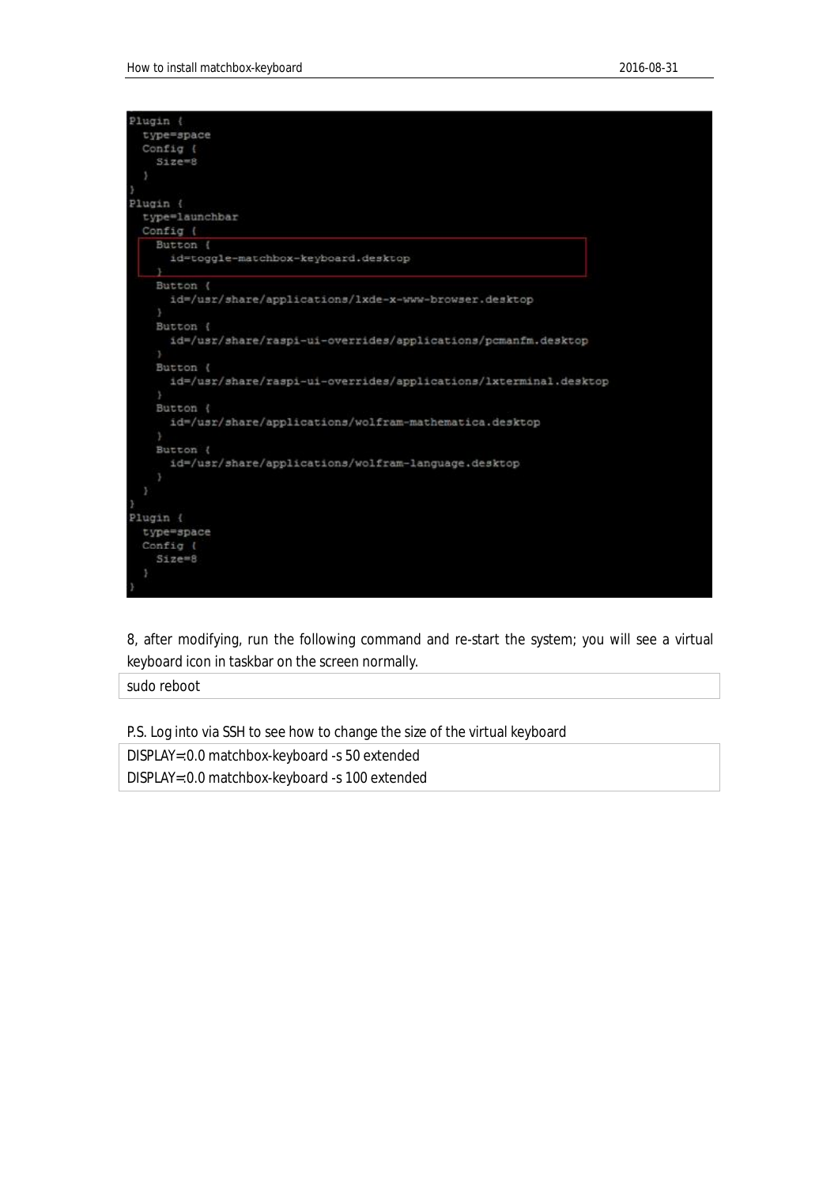```
Plugin {
  type=space
  Config {
    Size=8
  }
}
Plugin {
  type=launchbar
  Config {
    Button {
      id=toggle-matchbox-keyboard.desktop
    }
    Button {
      id=/usr/share/applications/lxde-x-www-browser.desktop
    }
    Button {
      id=/usr/share/raspi-ui-overrides/applications/pcmanfm.desktop
    }
    Button {
      id=/usr/share/raspi-ui-overrides/applications/lxterminal.desktop
    }
    Button {
      id=/usr/share/applications/wolfram-mathematica.desktop
    }
    Button {
      id=/usr/share/applications/wolfram-language.desktop
    }
  }
}
Plugin {
  type=space
  Config {
    Size=8
  }
}
```

8, after modifying, run the following command and re-start the system; you will see a virtual keyboard icon in taskbar on the screen normally.

```
sudo reboot
```

P.S. Log into via SSH to see how to change the size of the virtual keyboard

```
DISPLAY=:0.0 matchbox-keyboard -s 50 extended
DISPLAY=:0.0 matchbox-keyboard -s 100 extended
```